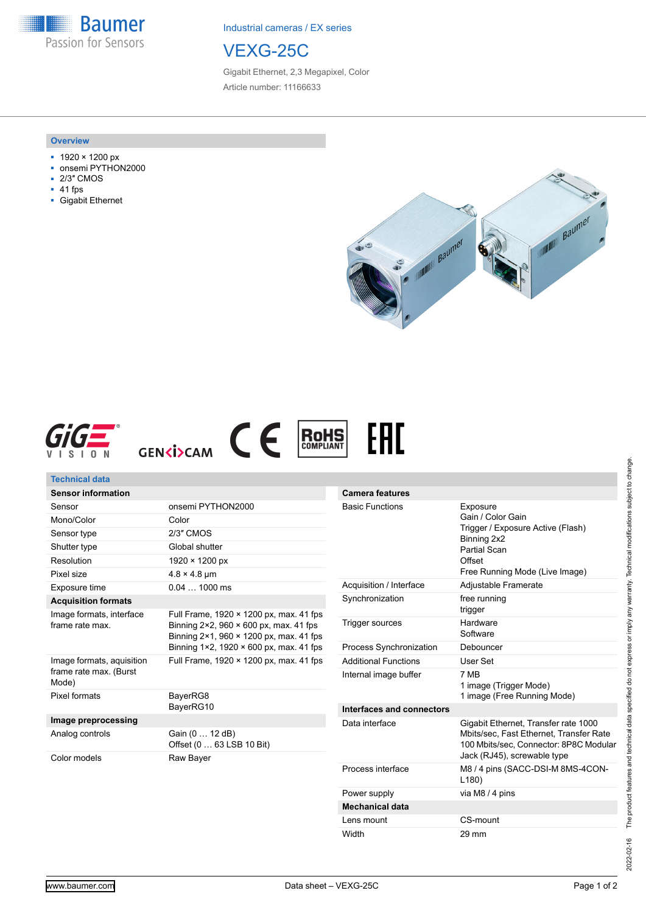Industrial cameras / EX series

# VEXG-25C

Gigabit Ethernet, 2,3 Megapixel, Color

Article number: 11166633

## Overview

- 1920 × 1200 px
- onsemi PYTHON2000
- 2/3″ CMOS
- 41 fps
- Gigabit Ethernet

## Technical data

| Sensor information | |
|---|---|
| Sensor | onsemi PYTHON2000 |
| Mono/Color | Color |
| Sensor type | 2/3″ CMOS |
| Shutter type | Global shutter |
| Resolution | 1920 × 1200 px |
| Pixel size | 4.8 × 4.8 µm |
| Exposure time | 0.04 … 1000 ms |
| **Acquisition formats** | |
| Image formats, interface frame rate max. | Full Frame, 1920 × 1200 px, max. 41 fps<br>Binning 2×2, 960 × 600 px, max. 41 fps<br>Binning 2×1, 960 × 1200 px, max. 41 fps<br>Binning 1×2, 1920 × 600 px, max. 41 fps |
| Image formats, auisition frame rate max. (Burst Mode) | Full Frame, 1920 × 1200 px, max. 41 fps |
| Pixel formats | BayerRG8<br>BayerRG10 |
| **Image preprocessing** | |
| Analog controls | Gain (0 … 12 dB)<br>Offset (0 … 63 LSB 10 Bit) |
| Color models | Raw Bayer |

| Camera features | |
|---|---|
| Basic Functions | Exposure<br>Gain / Color Gain<br>Trigger / Exposure Active (Flash)<br>Binning 2x2<br>Partial Scan<br>Offset<br>Free Running Mode (Live Image) |
| Acquisition / Interface | Adjustable Framerate |
| Synchronization | free running<br>trigger |
| Trigger sources | Hardware<br>Software |
| Process Synchronization | Debouncer |
| Additional Functions | User Set |
| Internal image buffer | 7 MB<br>1 image (Trigger Mode)<br>1 image (Free Running Mode) |
| **Interfaces and connectors** | |
| Data interface | Gigabit Ethernet, Transfer rate 1000 Mbits/sec, Fast Ethernet, Transfer Rate 100 Mbits/sec, Connector: 8P8C Modular Jack (RJ45), screwable type |
| Process interface | M8 / 4 pins (SACC-DSI-M 8MS-4CON-L180) |
| Power supply | via M8 / 4 pins |
| **Mechanical data** | |
| Lens mount | CS-mount |
| Width | 29 mm |

2022-02-16 The product features and technical data specified do not express or imply any warranty. Technical modifications subject to change.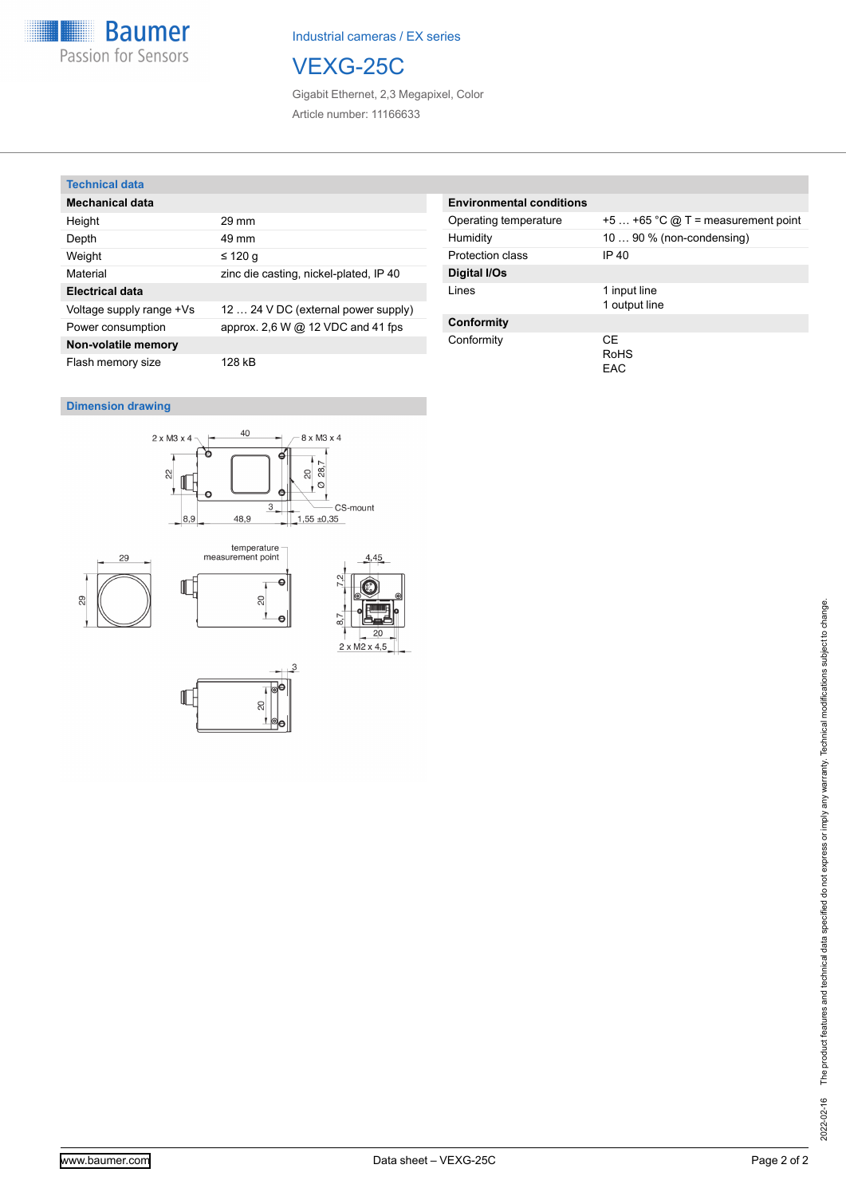Industrial cameras / EX series

# VEXG-25C

Gigabit Ethernet, 2,3 Megapixel, Color

Article number: 11166633

## Technical data

| Mechanical data | |
|---|---|
| Height | 29 mm |
| Depth | 49 mm |
| Weight | ≤ 120 g |
| Material | zinc die casting, nickel-plated, IP 40 |
| **Electrical data** | |
| Voltage supply range +Vs | 12 … 24 V DC (external power supply) |
| Power consumption | approx. 2,6 W @ 12 VDC and 41 fps |
| **Non-volatile memory** | |
| Flash memory size | 128 kB |

| Environmental conditions | |
|---|---|
| Operating temperature | +5 … +65 °C @ T = measurement point |
| Humidity | 10 … 90 % (non-condensing) |
| Protection class | IP 40 |
| **Digital I/Os** | |
| Lines | 1 input line<br>1 output line |
| **Conformity** | |
| Conformity | CE<br>RoHS<br>EAC |

## Dimension drawing

2 x M3 x 4
40
8 x M3 x 4
22
20
Ø 28,7
3
CS-mount
8,9
48,9
1,55 ±0,35
29
29
temperature measurement point
20
4,45
7,2
8,7
20
2 x M2 x 4,5
3
20

The product features and technical data specified do not express or imply any warranty. Technical modifications subject to change.

2022-02-16

www.baumer.com

Data sheet – VEXG-25C